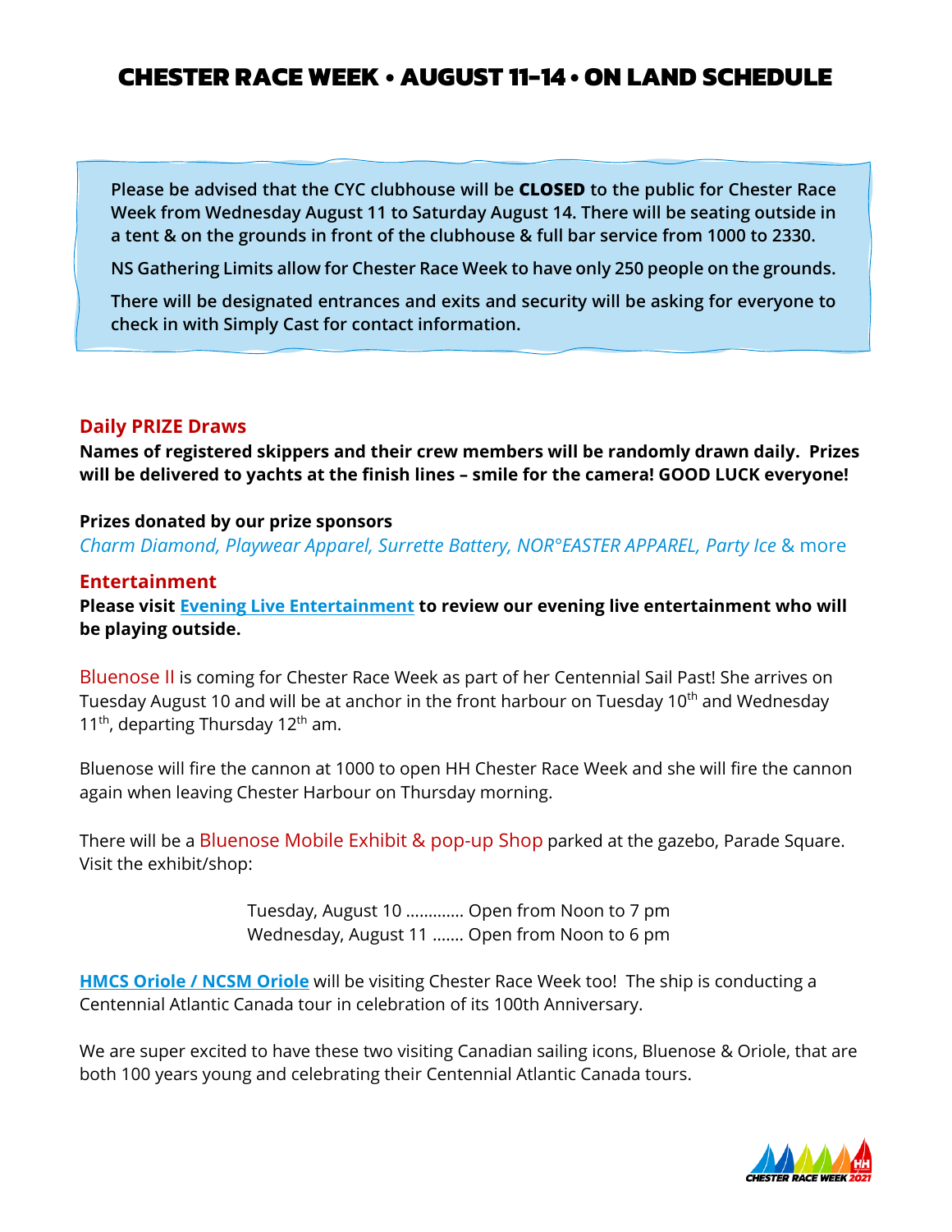# CHESTER RACE WEEK • AUGUST 11-14 • ON LAND SCHEDULE

**Please be advised that the CYC clubhouse will be CLOSED to the public for Chester Race Week from Wednesday August 11 to Saturday August 14. There will be seating outside in a tent & on the grounds in front of the clubhouse & full bar service from 1000 to 2330.**

**NS Gathering Limits allow for Chester Race Week to have only 250 people on the grounds.**

**There will be designated entrances and exits and security will be asking for everyone to check in with Simply Cast for contact information.**

## Daily PRIZE Draws

**Names of registered skippers and their crew members will be randomly drawn daily. Prizes will be delivered to yachts at the finish lines – smile for the camera! GOOD LUCK everyone!**

**Prizes donated by our prize sponsors**

*Charm Diamond, Playwear Apparel, Surrette Battery, NOR°EASTER APPAREL, Party Ice* & more

## Entertainment

**Please visit [Evening Live Entertainment] to review our evening live entertainment who will be playing outside.**

Bluenose II is coming for Chester Race Week as part of her Centennial Sail Past! She arrives on Tuesday August 10 and will be at anchor in the front harbour on Tuesday 10th and Wednesday 11th, departing Thursday 12th am.

Bluenose will fire the cannon at 1000 to open HH Chester Race Week and she will fire the cannon again when leaving Chester Harbour on Thursday morning.

There will be a Bluenose Mobile Exhibit & pop-up Shop parked at the gazebo, Parade Square. Visit the exhibit/shop:

Tuesday, August 10 ............ Open from Noon to 7 pm
Wednesday, August 11 ....... Open from Noon to 6 pm

**[HMCS Oriole / NCSM Oriole]** will be visiting Chester Race Week too! The ship is conducting a Centennial Atlantic Canada tour in celebration of its 100th Anniversary.

We are super excited to have these two visiting Canadian sailing icons, Bluenose & Oriole, that are both 100 years young and celebrating their Centennial Atlantic Canada tours.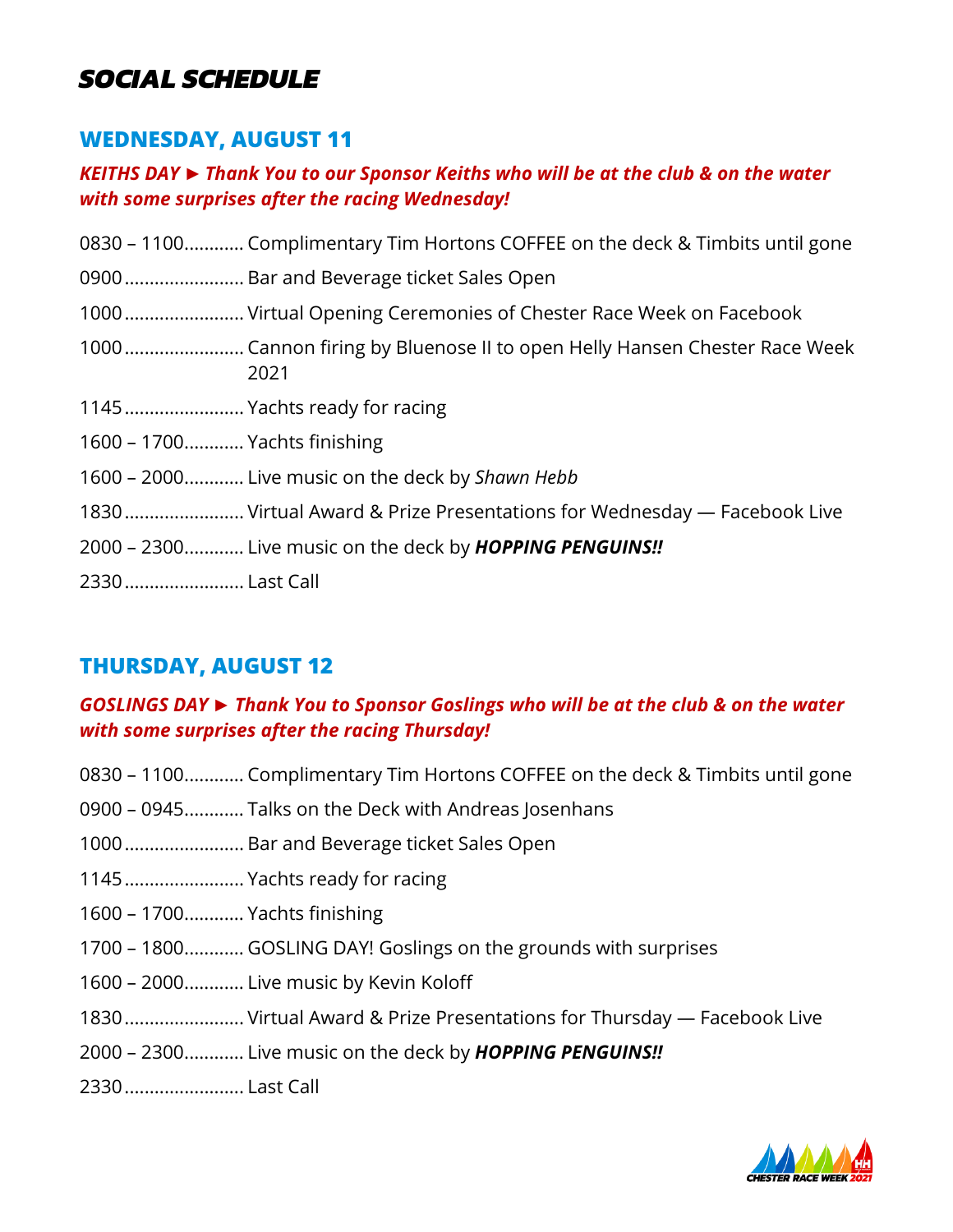# SOCIAL SCHEDULE

## WEDNESDAY, AUGUST 11

***KEITHS DAY ► Thank You to our Sponsor Keiths who will be at the club & on the water with some surprises after the racing Wednesday!***

0830 – 1100............ Complimentary Tim Hortons COFFEE on the deck & Timbits until gone

0900........................ Bar and Beverage ticket Sales Open

1000........................ Virtual Opening Ceremonies of Chester Race Week on Facebook

1000........................ Cannon firing by Bluenose II to open Helly Hansen Chester Race Week 2021

1145........................ Yachts ready for racing

1600 – 1700............ Yachts finishing

1600 – 2000............ Live music on the deck by *Shawn Hebb*

1830........................ Virtual Award & Prize Presentations for Wednesday — Facebook Live

2000 – 2300............ Live music on the deck by ***HOPPING PENGUINS!!***

2330........................ Last Call

## THURSDAY, AUGUST 12

***GOSLINGS DAY ► Thank You to Sponsor Goslings who will be at the club & on the water with some surprises after the racing Thursday!***

0830 – 1100............ Complimentary Tim Hortons COFFEE on the deck & Timbits until gone

0900 – 0945............ Talks on the Deck with Andreas Josenhans

1000........................ Bar and Beverage ticket Sales Open

1145........................ Yachts ready for racing

1600 – 1700............ Yachts finishing

1700 – 1800............ GOSLING DAY! Goslings on the grounds with surprises

1600 – 2000............ Live music by Kevin Koloff

1830........................ Virtual Award & Prize Presentations for Thursday — Facebook Live

2000 – 2300............ Live music on the deck by ***HOPPING PENGUINS!!***

2330........................ Last Call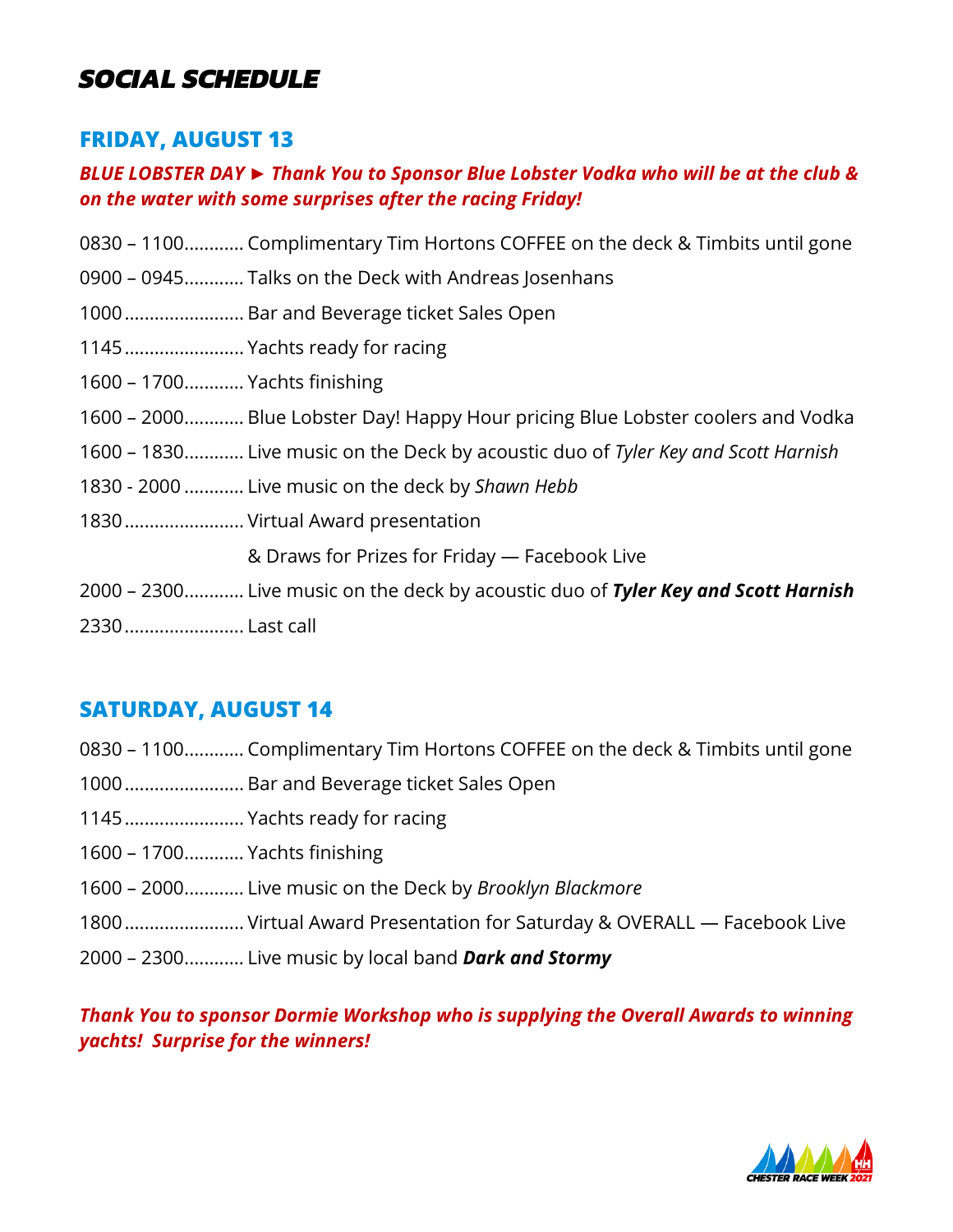# *SOCIAL SCHEDULE*

## FRIDAY, AUGUST 13

***BLUE LOBSTER DAY ► Thank You to Sponsor Blue Lobster Vodka who will be at the club & on the water with some surprises after the racing Friday!***

0830 – 1100............ Complimentary Tim Hortons COFFEE on the deck & Timbits until gone

0900 – 0945............ Talks on the Deck with Andreas Josenhans

1000........................ Bar and Beverage ticket Sales Open

1145........................ Yachts ready for racing

1600 – 1700............ Yachts finishing

1600 – 2000............ Blue Lobster Day! Happy Hour pricing Blue Lobster coolers and Vodka

1600 – 1830............ Live music on the Deck by acoustic duo of *Tyler Key and Scott Harnish*

1830 - 2000 ............ Live music on the deck by *Shawn Hebb*

1830........................ Virtual Award presentation
& Draws for Prizes for Friday — Facebook Live

2000 – 2300............ Live music on the deck by acoustic duo of ***Tyler Key and Scott Harnish***

2330........................ Last call

## SATURDAY, AUGUST 14

0830 – 1100............ Complimentary Tim Hortons COFFEE on the deck & Timbits until gone

1000........................ Bar and Beverage ticket Sales Open

1145........................ Yachts ready for racing

1600 – 1700............ Yachts finishing

1600 – 2000............ Live music on the Deck by *Brooklyn Blackmore*

1800........................ Virtual Award Presentation for Saturday & OVERALL — Facebook Live

2000 – 2300............ Live music by local band ***Dark and Stormy***

***Thank You to sponsor Dormie Workshop who is supplying the Overall Awards to winning yachts! Surprise for the winners!***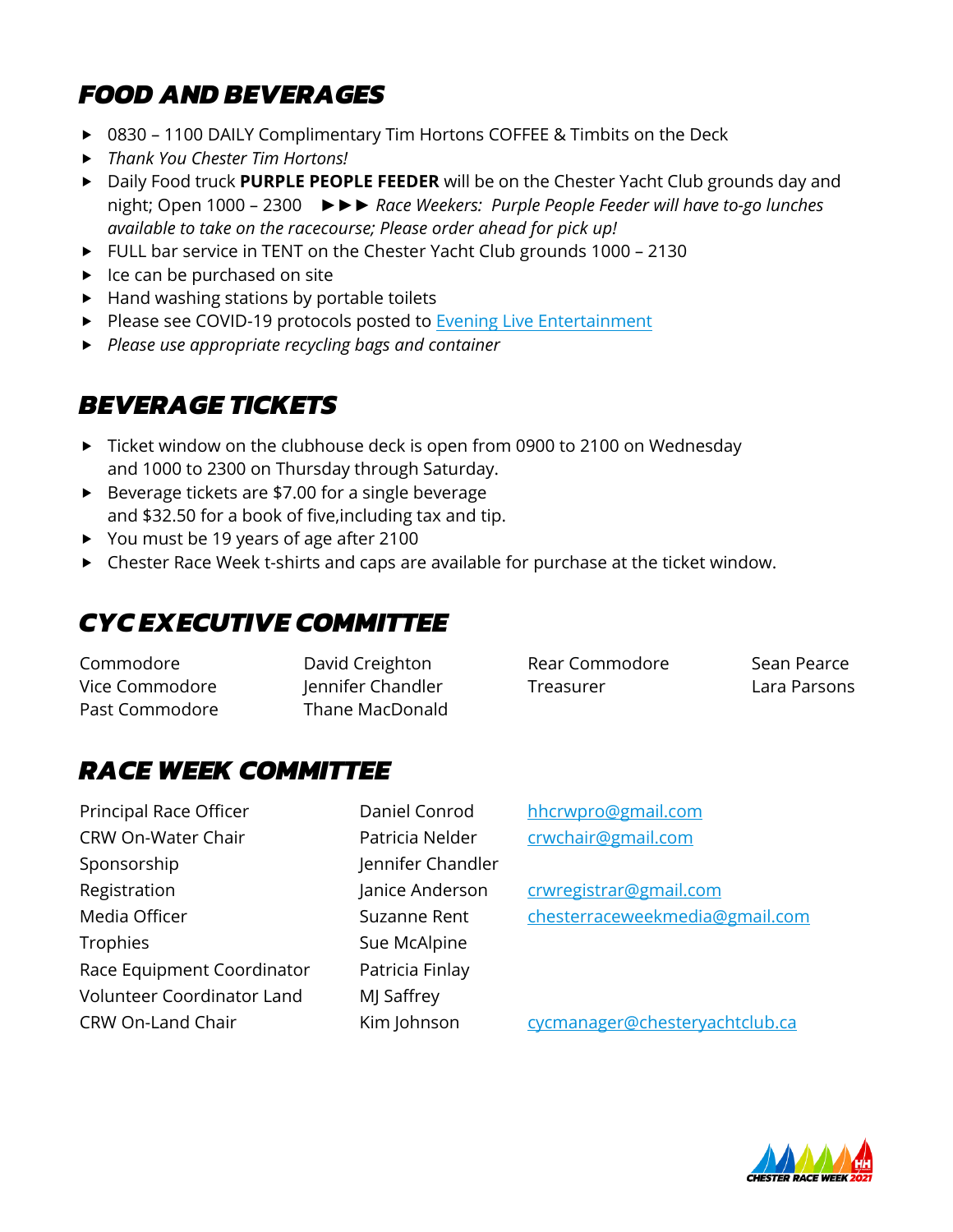## FOOD AND BEVERAGES

- 0830 – 1100 DAILY Complimentary Tim Hortons COFFEE & Timbits on the Deck
- *Thank You Chester Tim Hortons!*
- Daily Food truck **PURPLE PEOPLE FEEDER** will be on the Chester Yacht Club grounds day and night; Open 1000 – 2300 ►►► *Race Weekers: Purple People Feeder will have to-go lunches available to take on the racecourse; Please order ahead for pick up!*
- FULL bar service in TENT on the Chester Yacht Club grounds 1000 – 2130
- Ice can be purchased on site
- Hand washing stations by portable toilets
- Please see COVID-19 protocols posted to [Evening Live Entertainment]()
- *Please use appropriate recycling bags and container*

## BEVERAGE TICKETS

- Ticket window on the clubhouse deck is open from 0900 to 2100 on Wednesday and 1000 to 2300 on Thursday through Saturday.
- Beverage tickets are $7.00 for a single beverage and $32.50 for a book of five,including tax and tip.
- You must be 19 years of age after 2100
- Chester Race Week t-shirts and caps are available for purchase at the ticket window.

## CYC EXECUTIVE COMMITTEE

| | | | |
|---|---|---|---|
| Commodore | David Creighton | Rear Commodore | Sean Pearce |
| Vice Commodore | Jennifer Chandler | Treasurer | Lara Parsons |
| Past Commodore | Thane MacDonald | | |

## RACE WEEK COMMITTEE

| | | |
|---|---|---|
| Principal Race Officer | Daniel Conrod | hhcrwpro@gmail.com |
| CRW On-Water Chair | Patricia Nelder | crwchair@gmail.com |
| Sponsorship | Jennifer Chandler | |
| Registration | Janice Anderson | crwregistrar@gmail.com |
| Media Officer | Suzanne Rent | chesterraceweekmedia@gmail.com |
| Trophies | Sue McAlpine | |
| Race Equipment Coordinator | Patricia Finlay | |
| Volunteer Coordinator Land | MJ Saffrey | |
| CRW On-Land Chair | Kim Johnson | cycmanager@chesteryachtclub.ca |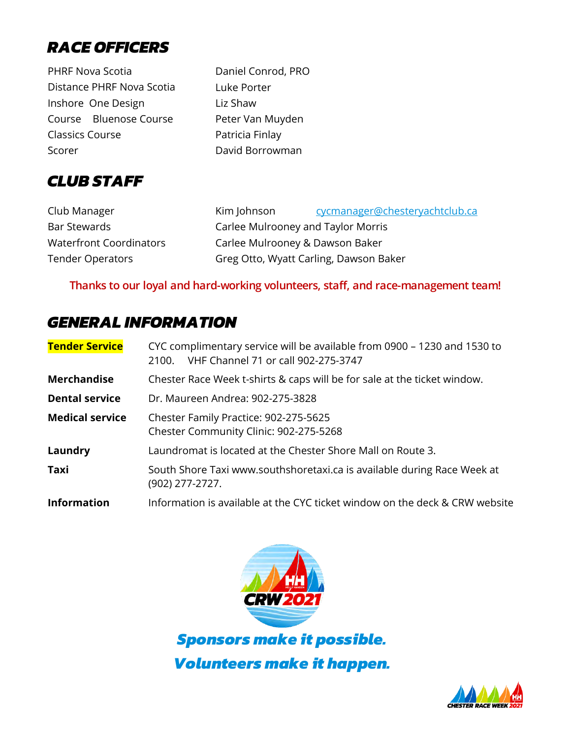## RACE OFFICERS

| | |
|---|---|
| PHRF Nova Scotia | Daniel Conrod, PRO |
| Distance PHRF Nova Scotia | Luke Porter |
| Inshore One Design | Liz Shaw |
| Course Bluenose Course | Peter Van Muyden |
| Classics Course | Patricia Finlay |
| Scorer | David Borrowman |

## CLUB STAFF

| | |
|---|---|
| Club Manager | Kim Johnson cycmanager@chesteryachtclub.ca |
| Bar Stewards | Carlee Mulrooney and Taylor Morris |
| Waterfront Coordinators | Carlee Mulrooney & Dawson Baker |
| Tender Operators | Greg Otto, Wyatt Carling, Dawson Baker |

**Thanks to our loyal and hard-working volunteers, staff, and race-management team!**

## GENERAL INFORMATION

| | |
|---|---|
| **Tender Service** | CYC complimentary service will be available from 0900 – 1230 and 1530 to 2100. VHF Channel 71 or call 902-275-3747 |
| **Merchandise** | Chester Race Week t-shirts & caps will be for sale at the ticket window. |
| **Dental service** | Dr. Maureen Andrea: 902-275-3828 |
| **Medical service** | Chester Family Practice: 902-275-5625<br>Chester Community Clinic: 902-275-5268 |
| **Laundry** | Laundromat is located at the Chester Shore Mall on Route 3. |
| **Taxi** | South Shore Taxi www.southshoretaxi.ca is available during Race Week at (902) 277-2727. |
| **Information** | Information is available at the CYC ticket window on the deck & CRW website |

***Sponsors make it possible.***

***Volunteers make it happen.***